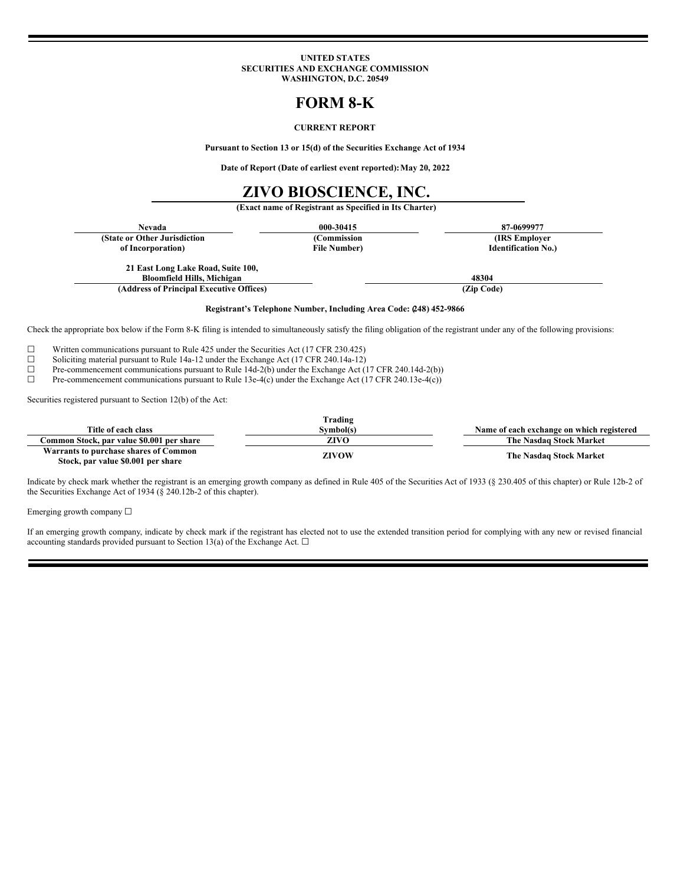**UNITED STATES**
**SECURITIES AND EXCHANGE COMMISSION**
**WASHINGTON, D.C. 20549**

# FORM 8-K

**CURRENT REPORT**

**Pursuant to Section 13 or 15(d) of the Securities Exchange Act of 1934**

**Date of Report (Date of earliest event reported): May 20, 2022**

# ZIVO BIOSCIENCE, INC.

**(Exact name of Registrant as Specified in Its Charter)**

| Nevada | 000-30415 | 87-0699977 |
|---|---|---|
| **(State or Other Jurisdiction of Incorporation)** | **(Commission File Number)** | **(IRS Employer Identification No.)** |

| 21 East Long Lake Road, Suite 100, Bloomfield Hills, Michigan | 48304 |
|---|---|
| **(Address of Principal Executive Offices)** | **(Zip Code)** |

**Registrant's Telephone Number, Including Area Code: (248) 452-9866**

Check the appropriate box below if the Form 8-K filing is intended to simultaneously satisfy the filing obligation of the registrant under any of the following provisions:

☐ Written communications pursuant to Rule 425 under the Securities Act (17 CFR 230.425)
☐ Soliciting material pursuant to Rule 14a-12 under the Exchange Act (17 CFR 240.14a-12)
☐ Pre-commencement communications pursuant to Rule 14d-2(b) under the Exchange Act (17 CFR 240.14d-2(b))
☐ Pre-commencement communications pursuant to Rule 13e-4(c) under the Exchange Act (17 CFR 240.13e-4(c))

Securities registered pursuant to Section 12(b) of the Act:

| Title of each class | Trading Symbol(s) | Name of each exchange on which registered |
|---|---|---|
| **Common Stock, par value $0.001 per share** | **ZIVO** | **The Nasdaq Stock Market** |
| **Warrants to purchase shares of Common Stock, par value $0.001 per share** | **ZIVOW** | **The Nasdaq Stock Market** |

Indicate by check mark whether the registrant is an emerging growth company as defined in Rule 405 of the Securities Act of 1933 (§ 230.405 of this chapter) or Rule 12b-2 of the Securities Exchange Act of 1934 (§ 240.12b-2 of this chapter).

Emerging growth company ☐

If an emerging growth company, indicate by check mark if the registrant has elected not to use the extended transition period for complying with any new or revised financial accounting standards provided pursuant to Section 13(a) of the Exchange Act. ☐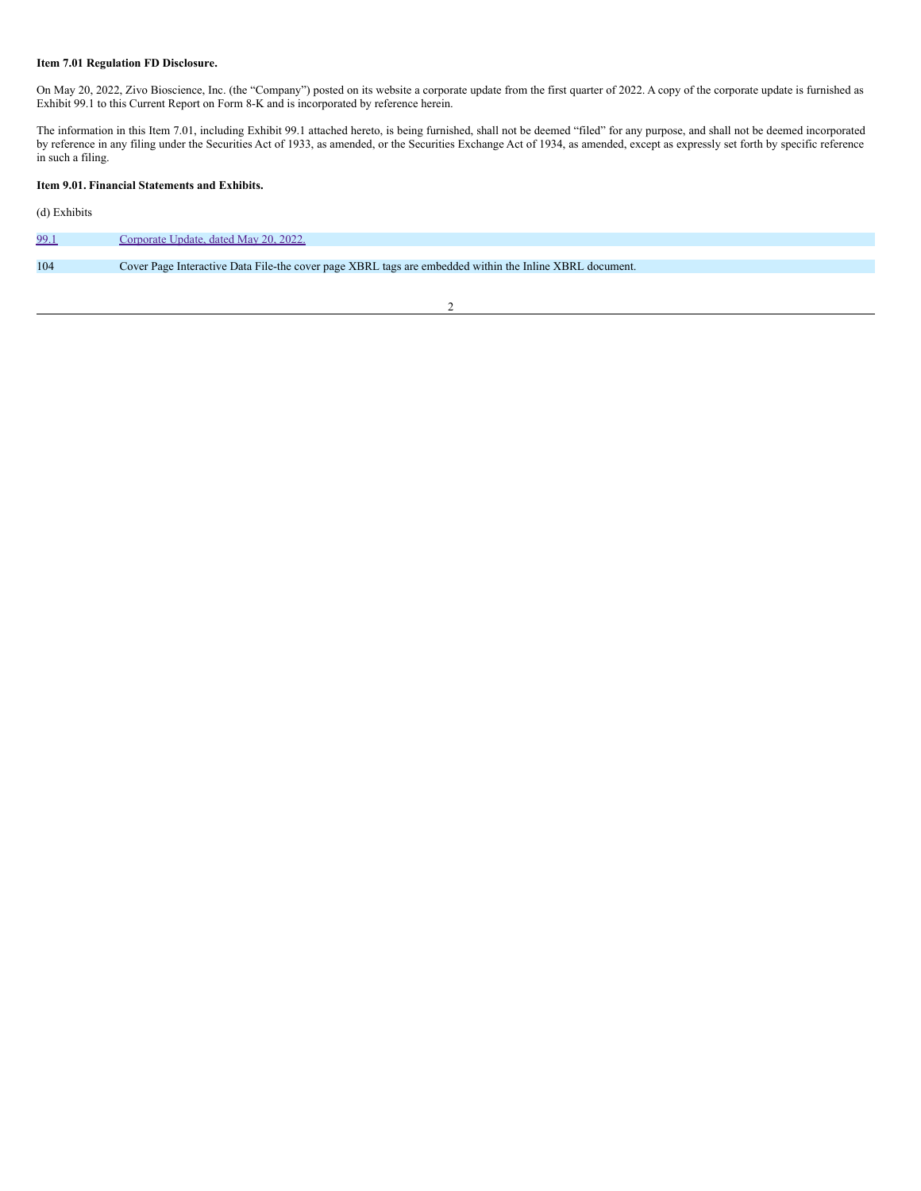**Item 7.01 Regulation FD Disclosure.**

On May 20, 2022, Zivo Bioscience, Inc. (the "Company") posted on its website a corporate update from the first quarter of 2022. A copy of the corporate update is furnished as Exhibit 99.1 to this Current Report on Form 8-K and is incorporated by reference herein.

The information in this Item 7.01, including Exhibit 99.1 attached hereto, is being furnished, shall not be deemed "filed" for any purpose, and shall not be deemed incorporated by reference in any filing under the Securities Act of 1933, as amended, or the Securities Exchange Act of 1934, as amended, except as expressly set forth by specific reference in such a filing.

**Item 9.01. Financial Statements and Exhibits.**

(d) Exhibits

| | |
|---|---|
| 99.1 | Corporate Update, dated May 20, 2022. |
| 104 | Cover Page Interactive Data File-the cover page XBRL tags are embedded within the Inline XBRL document. |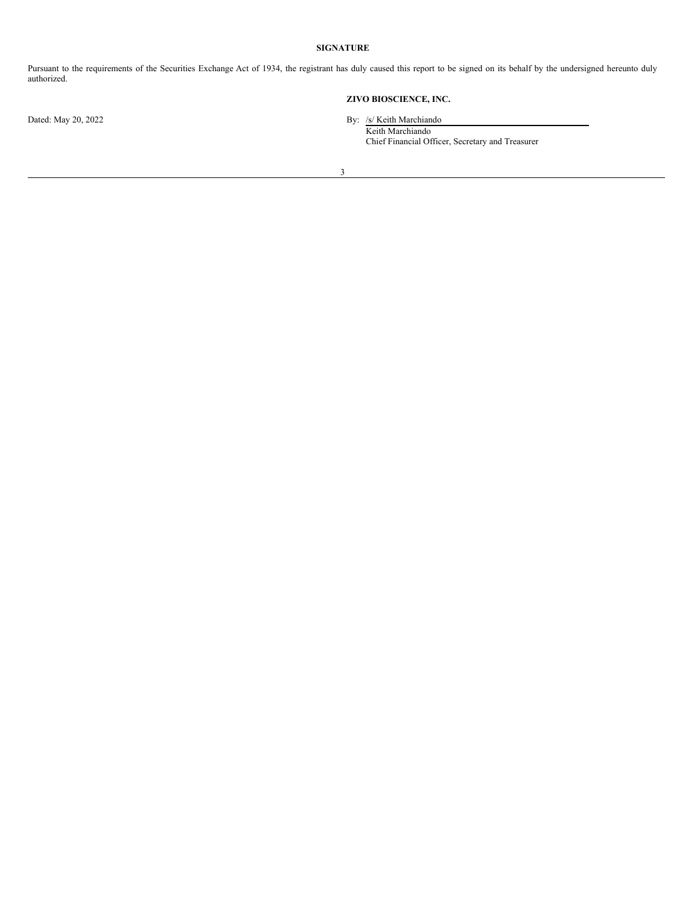**SIGNATURE**

Pursuant to the requirements of the Securities Exchange Act of 1934, the registrant has duly caused this report to be signed on its behalf by the undersigned hereunto duly authorized.

**ZIVO BIOSCIENCE, INC.**

Dated: May 20, 2022

By: /s/ Keith Marchiando
Keith Marchiando
Chief Financial Officer, Secretary and Treasurer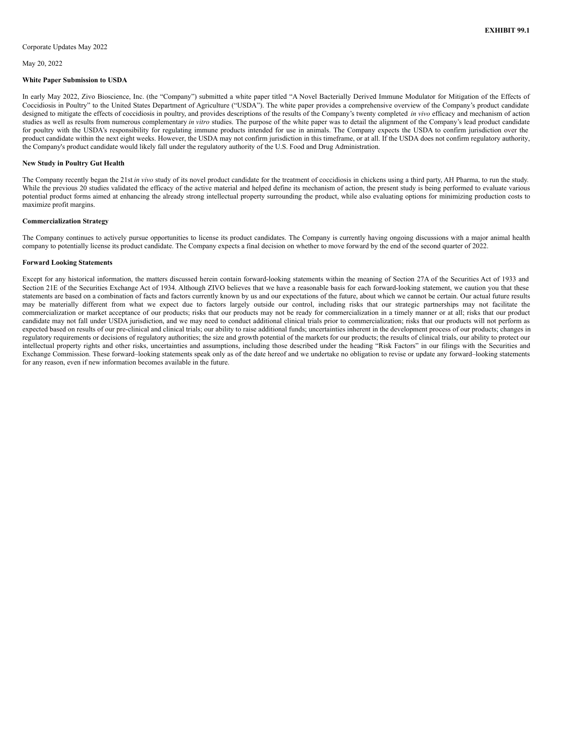**EXHIBIT 99.1**

Corporate Updates May 2022

May 20, 2022

**White Paper Submission to USDA**

In early May 2022, Zivo Bioscience, Inc. (the "Company") submitted a white paper titled "A Novel Bacterially Derived Immune Modulator for Mitigation of the Effects of Coccidiosis in Poultry" to the United States Department of Agriculture ("USDA"). The white paper provides a comprehensive overview of the Company's product candidate designed to mitigate the effects of coccidiosis in poultry, and provides descriptions of the results of the Company's twenty completed *in vivo* efficacy and mechanism of action studies as well as results from numerous complementary *in vitro* studies. The purpose of the white paper was to detail the alignment of the Company's lead product candidate for poultry with the USDA's responsibility for regulating immune products intended for use in animals. The Company expects the USDA to confirm jurisdiction over the product candidate within the next eight weeks. However, the USDA may not confirm jurisdiction in this timeframe, or at all. If the USDA does not confirm regulatory authority, the Company's product candidate would likely fall under the regulatory authority of the U.S. Food and Drug Administration.

**New Study in Poultry Gut Health**

The Company recently began the 21st *in vivo* study of its novel product candidate for the treatment of coccidiosis in chickens using a third party, AH Pharma, to run the study. While the previous 20 studies validated the efficacy of the active material and helped define its mechanism of action, the present study is being performed to evaluate various potential product forms aimed at enhancing the already strong intellectual property surrounding the product, while also evaluating options for minimizing production costs to maximize profit margins.

**Commercialization Strategy**

The Company continues to actively pursue opportunities to license its product candidates. The Company is currently having ongoing discussions with a major animal health company to potentially license its product candidate. The Company expects a final decision on whether to move forward by the end of the second quarter of 2022.

**Forward Looking Statements**

Except for any historical information, the matters discussed herein contain forward-looking statements within the meaning of Section 27A of the Securities Act of 1933 and Section 21E of the Securities Exchange Act of 1934. Although ZIVO believes that we have a reasonable basis for each forward-looking statement, we caution you that these statements are based on a combination of facts and factors currently known by us and our expectations of the future, about which we cannot be certain. Our actual future results may be materially different from what we expect due to factors largely outside our control, including risks that our strategic partnerships may not facilitate the commercialization or market acceptance of our products; risks that our products may not be ready for commercialization in a timely manner or at all; risks that our product candidate may not fall under USDA jurisdiction, and we may need to conduct additional clinical trials prior to commercialization; risks that our products will not perform as expected based on results of our pre-clinical and clinical trials; our ability to raise additional funds; uncertainties inherent in the development process of our products; changes in regulatory requirements or decisions of regulatory authorities; the size and growth potential of the markets for our products; the results of clinical trials, our ability to protect our intellectual property rights and other risks, uncertainties and assumptions, including those described under the heading "Risk Factors" in our filings with the Securities and Exchange Commission. These forward–looking statements speak only as of the date hereof and we undertake no obligation to revise or update any forward–looking statements for any reason, even if new information becomes available in the future.